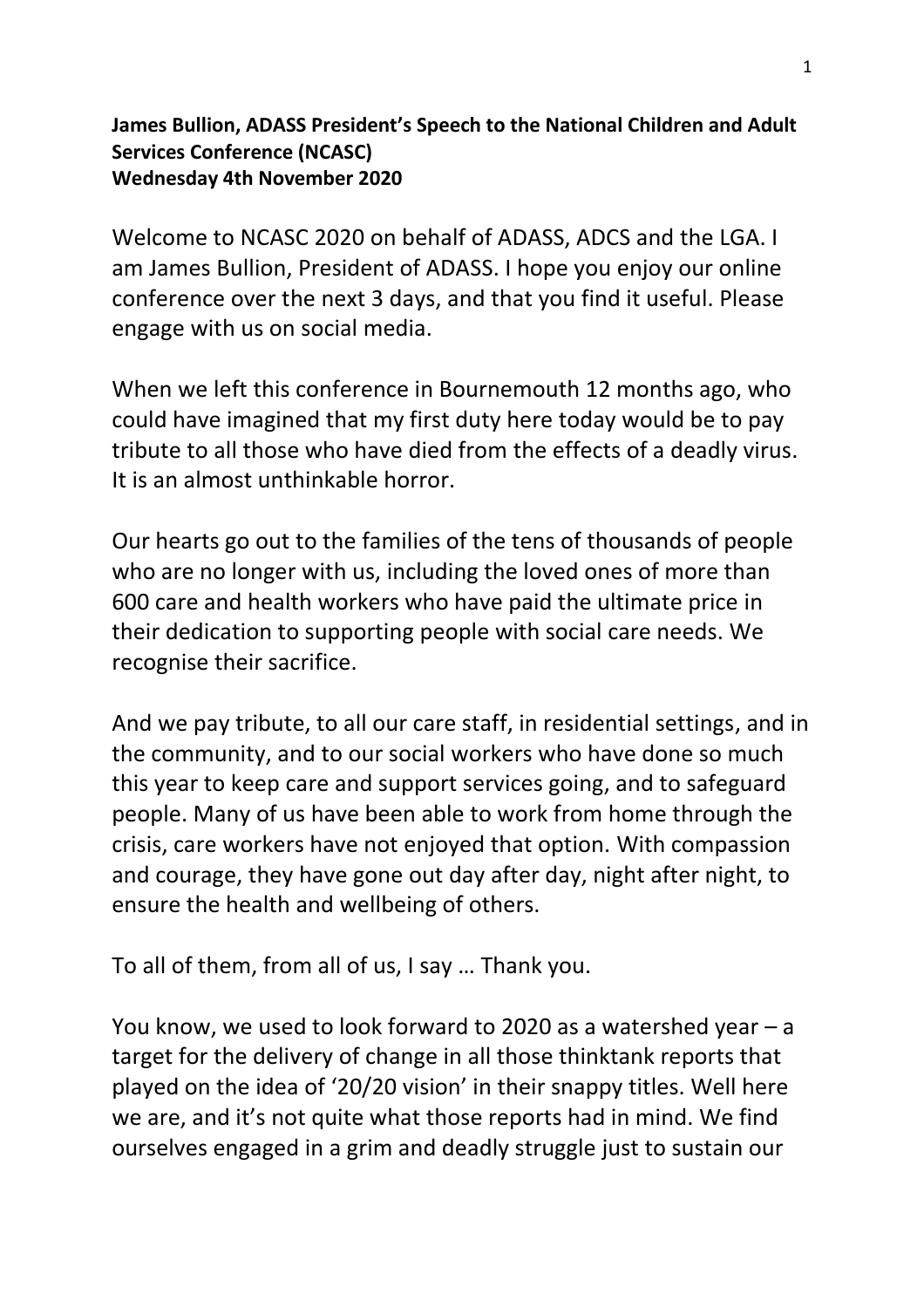**James Bullion, ADASS President's Speech to the National Children and Adult Services Conference (NCASC)**
**Wednesday 4th November 2020**

Welcome to NCASC 2020 on behalf of ADASS, ADCS and the LGA. I am James Bullion, President of ADASS. I hope you enjoy our online conference over the next 3 days, and that you find it useful. Please engage with us on social media.

When we left this conference in Bournemouth 12 months ago, who could have imagined that my first duty here today would be to pay tribute to all those who have died from the effects of a deadly virus. It is an almost unthinkable horror.

Our hearts go out to the families of the tens of thousands of people who are no longer with us, including the loved ones of more than 600 care and health workers who have paid the ultimate price in their dedication to supporting people with social care needs. We recognise their sacrifice.

And we pay tribute, to all our care staff, in residential settings, and in the community, and to our social workers who have done so much this year to keep care and support services going, and to safeguard people. Many of us have been able to work from home through the crisis, care workers have not enjoyed that option. With compassion and courage, they have gone out day after day, night after night, to ensure the health and wellbeing of others.

To all of them, from all of us, I say … Thank you.

You know, we used to look forward to 2020 as a watershed year – a target for the delivery of change in all those thinktank reports that played on the idea of '20/20 vision' in their snappy titles. Well here we are, and it's not quite what those reports had in mind. We find ourselves engaged in a grim and deadly struggle just to sustain our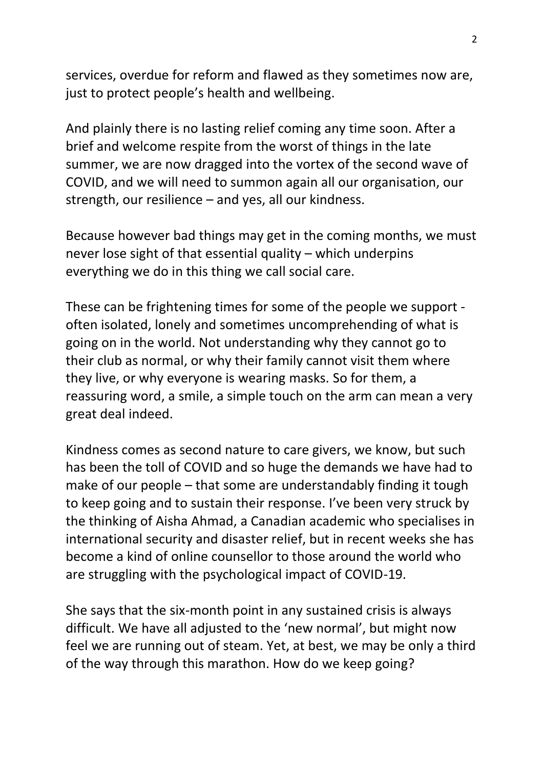services, overdue for reform and flawed as they sometimes now are, just to protect people's health and wellbeing.

And plainly there is no lasting relief coming any time soon. After a brief and welcome respite from the worst of things in the late summer, we are now dragged into the vortex of the second wave of COVID, and we will need to summon again all our organisation, our strength, our resilience – and yes, all our kindness.

Because however bad things may get in the coming months, we must never lose sight of that essential quality – which underpins everything we do in this thing we call social care.

These can be frightening times for some of the people we support - often isolated, lonely and sometimes uncomprehending of what is going on in the world. Not understanding why they cannot go to their club as normal, or why their family cannot visit them where they live, or why everyone is wearing masks. So for them, a reassuring word, a smile, a simple touch on the arm can mean a very great deal indeed.

Kindness comes as second nature to care givers, we know, but such has been the toll of COVID and so huge the demands we have had to make of our people – that some are understandably finding it tough to keep going and to sustain their response. I've been very struck by the thinking of Aisha Ahmad, a Canadian academic who specialises in international security and disaster relief, but in recent weeks she has become a kind of online counsellor to those around the world who are struggling with the psychological impact of COVID-19.

She says that the six-month point in any sustained crisis is always difficult. We have all adjusted to the 'new normal', but might now feel we are running out of steam. Yet, at best, we may be only a third of the way through this marathon. How do we keep going?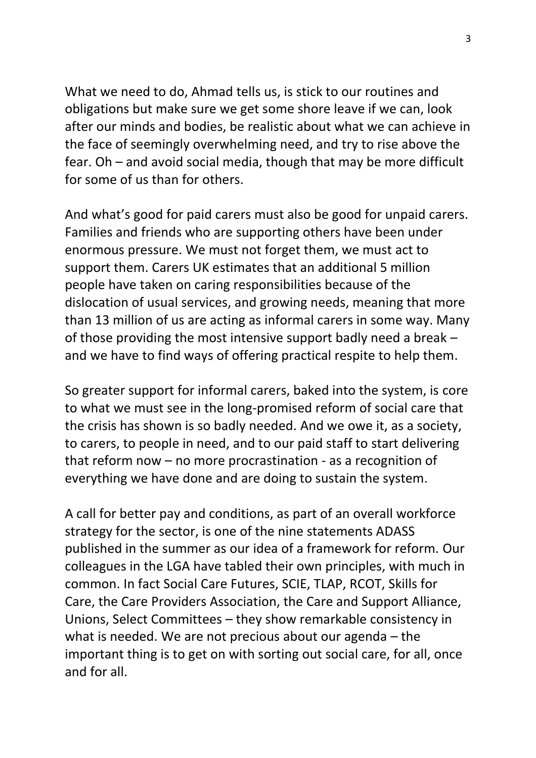What we need to do, Ahmad tells us, is stick to our routines and obligations but make sure we get some shore leave if we can, look after our minds and bodies, be realistic about what we can achieve in the face of seemingly overwhelming need, and try to rise above the fear. Oh – and avoid social media, though that may be more difficult for some of us than for others.

And what's good for paid carers must also be good for unpaid carers. Families and friends who are supporting others have been under enormous pressure. We must not forget them, we must act to support them. Carers UK estimates that an additional 5 million people have taken on caring responsibilities because of the dislocation of usual services, and growing needs, meaning that more than 13 million of us are acting as informal carers in some way. Many of those providing the most intensive support badly need a break – and we have to find ways of offering practical respite to help them.

So greater support for informal carers, baked into the system, is core to what we must see in the long-promised reform of social care that the crisis has shown is so badly needed. And we owe it, as a society, to carers, to people in need, and to our paid staff to start delivering that reform now – no more procrastination - as a recognition of everything we have done and are doing to sustain the system.

A call for better pay and conditions, as part of an overall workforce strategy for the sector, is one of the nine statements ADASS published in the summer as our idea of a framework for reform. Our colleagues in the LGA have tabled their own principles, with much in common. In fact Social Care Futures, SCIE, TLAP, RCOT, Skills for Care, the Care Providers Association, the Care and Support Alliance, Unions, Select Committees – they show remarkable consistency in what is needed. We are not precious about our agenda – the important thing is to get on with sorting out social care, for all, once and for all.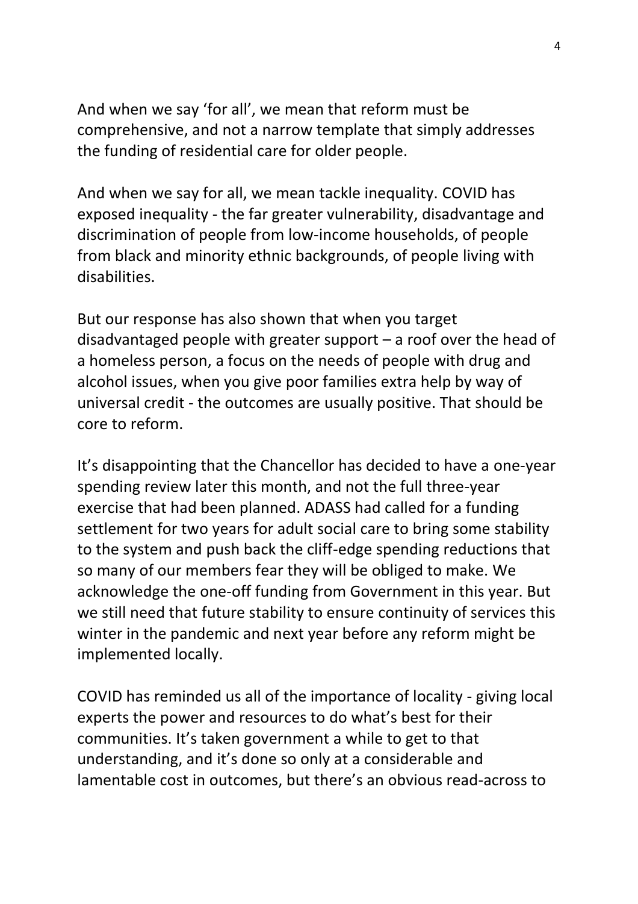And when we say 'for all', we mean that reform must be comprehensive, and not a narrow template that simply addresses the funding of residential care for older people.

And when we say for all, we mean tackle inequality. COVID has exposed inequality - the far greater vulnerability, disadvantage and discrimination of people from low-income households, of people from black and minority ethnic backgrounds, of people living with disabilities.

But our response has also shown that when you target disadvantaged people with greater support – a roof over the head of a homeless person, a focus on the needs of people with drug and alcohol issues, when you give poor families extra help by way of universal credit - the outcomes are usually positive. That should be core to reform.

It's disappointing that the Chancellor has decided to have a one-year spending review later this month, and not the full three-year exercise that had been planned. ADASS had called for a funding settlement for two years for adult social care to bring some stability to the system and push back the cliff-edge spending reductions that so many of our members fear they will be obliged to make. We acknowledge the one-off funding from Government in this year. But we still need that future stability to ensure continuity of services this winter in the pandemic and next year before any reform might be implemented locally.

COVID has reminded us all of the importance of locality - giving local experts the power and resources to do what's best for their communities. It's taken government a while to get to that understanding, and it's done so only at a considerable and lamentable cost in outcomes, but there's an obvious read-across to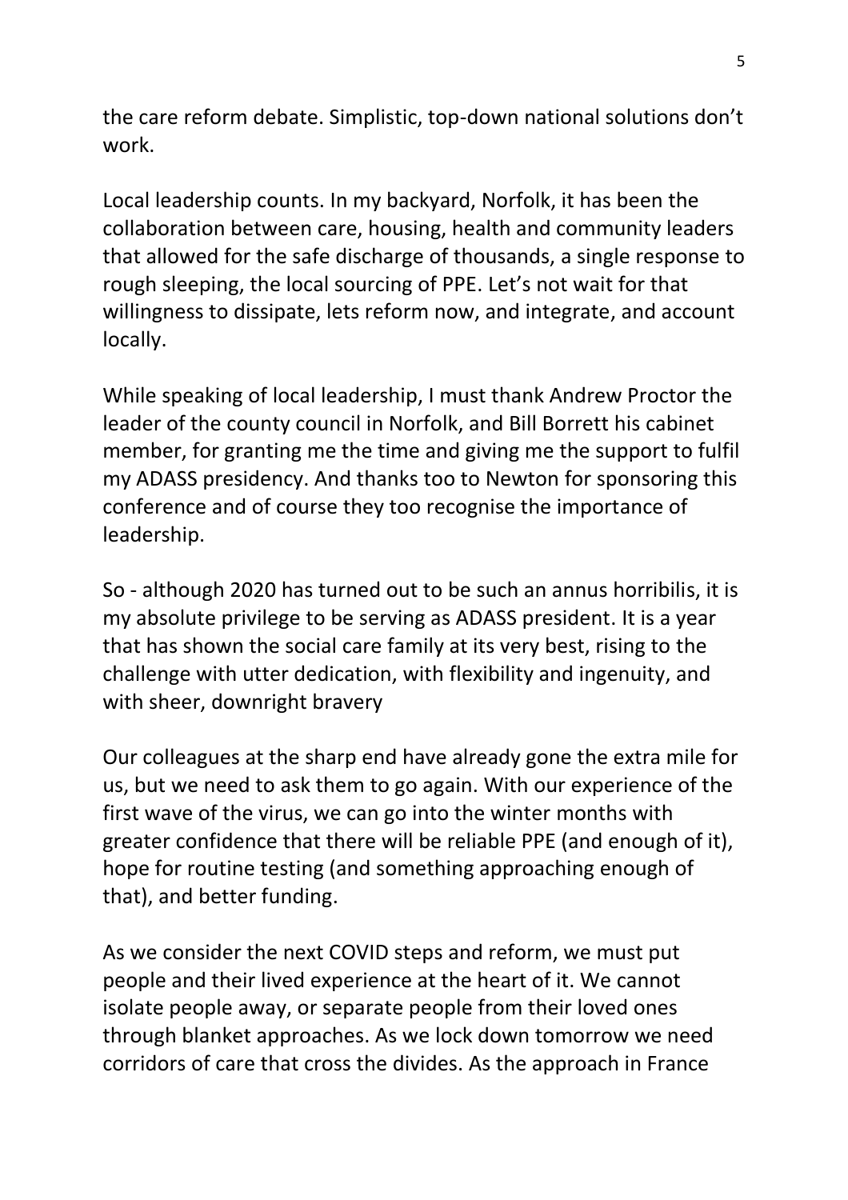the care reform debate. Simplistic, top-down national solutions don't work.

Local leadership counts. In my backyard, Norfolk, it has been the collaboration between care, housing, health and community leaders that allowed for the safe discharge of thousands, a single response to rough sleeping, the local sourcing of PPE. Let's not wait for that willingness to dissipate, lets reform now, and integrate, and account locally.

While speaking of local leadership, I must thank Andrew Proctor the leader of the county council in Norfolk, and Bill Borrett his cabinet member, for granting me the time and giving me the support to fulfil my ADASS presidency. And thanks too to Newton for sponsoring this conference and of course they too recognise the importance of leadership.

So - although 2020 has turned out to be such an annus horribilis, it is my absolute privilege to be serving as ADASS president. It is a year that has shown the social care family at its very best, rising to the challenge with utter dedication, with flexibility and ingenuity, and with sheer, downright bravery

Our colleagues at the sharp end have already gone the extra mile for us, but we need to ask them to go again. With our experience of the first wave of the virus, we can go into the winter months with greater confidence that there will be reliable PPE (and enough of it), hope for routine testing (and something approaching enough of that), and better funding.

As we consider the next COVID steps and reform, we must put people and their lived experience at the heart of it. We cannot isolate people away, or separate people from their loved ones through blanket approaches. As we lock down tomorrow we need corridors of care that cross the divides. As the approach in France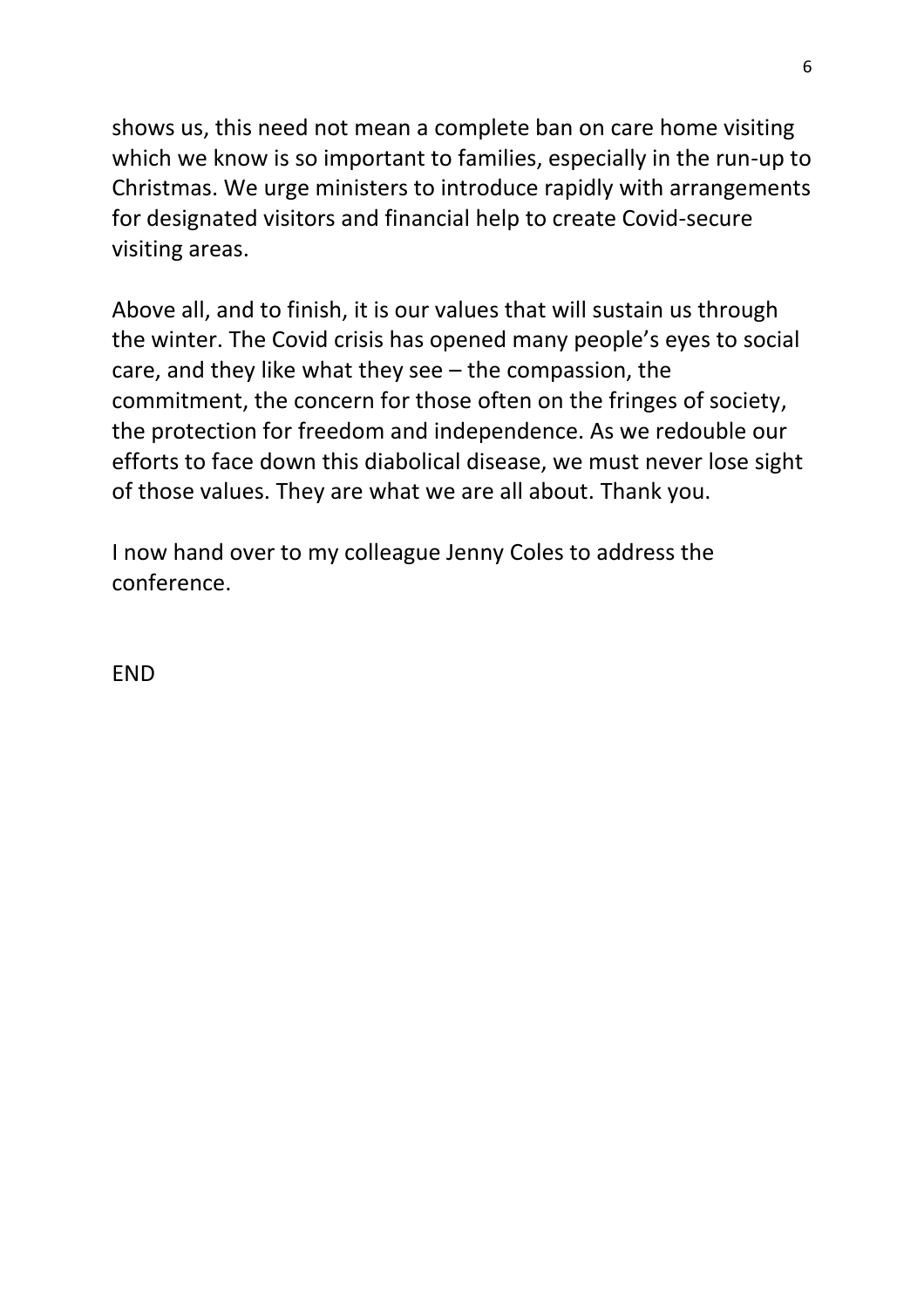shows us, this need not mean a complete ban on care home visiting which we know is so important to families, especially in the run-up to Christmas. We urge ministers to introduce rapidly with arrangements for designated visitors and financial help to create Covid-secure visiting areas.

Above all, and to finish, it is our values that will sustain us through the winter. The Covid crisis has opened many people's eyes to social care, and they like what they see – the compassion, the commitment, the concern for those often on the fringes of society, the protection for freedom and independence. As we redouble our efforts to face down this diabolical disease, we must never lose sight of those values. They are what we are all about. Thank you.

I now hand over to my colleague Jenny Coles to address the conference.

END